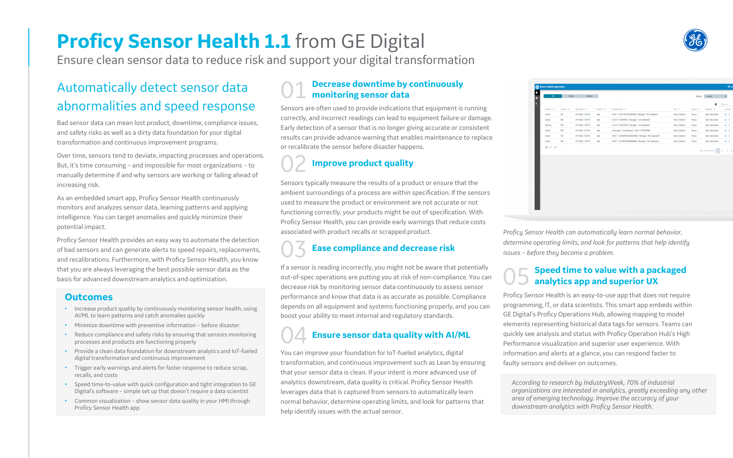# **Proficy Sensor Health 1.1** from GE Digital

Ensure clean sensor data to reduce risk and support your digital transformation

## Automatically detect sensor data abnormalities and speed response

Bad sensor data can mean lost product, downtime, compliance issues, and safety risks as well as a dirty data foundation for your digital transformation and continuous improvement programs.

Over time, sensors tend to deviate, impacting processes and operations. But, it's time consuming – and impossible for most organizations – to manually determine if and why sensors are working or failing ahead of increasing risk.

As an embedded smart app, Proficy Sensor Health continuously monitors and analyzes sensor data, learning patterns and applying intelligence. You can target anomalies and quickly minimize their potential impact.

Proficy Sensor Health provides an easy way to automate the detection of bad sensors and can generate alerts to speed repairs, replacements, and recalibrations. Furthermore, with Proficy Sensor Health, you know that you are always leveraging the best possible sensor data as the basis for advanced downstream analytics and optimization.

### Outcomes

- Increase product quality by continuously monitoring sensor health, using AI/ML to learn patterns and catch anomalies quickly
- Minimize downtime with preventive information – before disaster
- Reduce compliance and safety risks by ensuring that sensors monitoring processes and products are functioning properly
- Provide a clean data foundation for downstream analytics and IoT-fueled digital transformation and continuous improvement
- Trigger early warnings and alerts for faster response to reduce scrap, recalls, and costs
- Speed time-to-value with quick configuration and tight integration to GE Digital's software – simple set up that doesn't require a data scientist
- Common visualization – show sensor data quality in your HMI through Proficy Sensor Health app

## 01 Decrease downtime by continuously monitoring sensor data

Sensors are often used to provide indications that equipment is running correctly, and incorrect readings can lead to equipment failure or damage. Early detection of a sensor that is no longer giving accurate or consistent results can provide advance warning that enables maintenance to replace or recalibrate the sensor before disaster happens.

## 02 Improve product quality

Sensors typically measure the results of a product or ensure that the ambient surroundings of a process are within specification. If the sensors used to measure the product or environment are not accurate or not functioning correctly, your products might be out of specification. With Proficy Sensor Health, you can provide early warnings that reduce costs associated with product recalls or scrapped product.

## 03 Ease compliance and decrease risk

If a sensor is reading incorrectly, you might not be aware that potentially out-of-spec operations are putting you at risk of non-compliance. You can decrease risk by monitoring sensor data continuously to assess sensor performance and know that data is as accurate as possible. Compliance depends on all equipment and systems functioning properly, and you can boost your ability to meet internal and regulatory standards.

## 04 Ensure sensor data quality with AI/ML

You can improve your foundation for IoT-fueled analytics, digital transformation, and continuous improvement such as Lean by ensuring that your sensor data is clean. If your intent is more advanced use of analytics downstream, data quality is critical. Proficy Sensor Health leverages data that is captured from sensors to automatically learn normal behavior, determine operating limits, and look for patterns that help identify issues with the actual sensor.

*Proficy Sensor Health can automatically learn normal behavior, determine operating limits, and look for patterns that help identify issues – before they become a problem.*

## 05 Speed time to value with a packaged analytics app and superior UX

Proficy Sensor Health is an easy-to-use app that does not require programming, IT, or data scientists. This smart app embeds within GE Digital's Proficy Operations Hub, allowing mapping to model elements representing historical data tags for sensors. Teams can quickly see analysis and status with Proficy Operation Hub's High Performance visualization and superior user experience. With information and alerts at a glance, you can respond faster to faulty sensors and deliver on outcomes.

*According to research by IndustryWeek, 70% of industrial organizations are interested in analytics, greatly exceeding any other area of emerging technology. Improve the accuracy of your downstream analytics with Proficy Sensor Health.*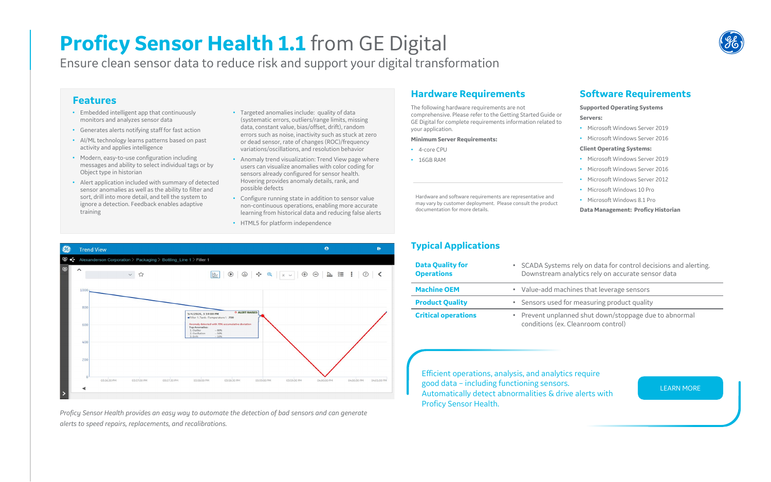# **Proficy Sensor Health 1.1** from GE Digital

Ensure clean sensor data to reduce risk and support your digital transformation

## Features

- Embedded intelligent app that continuously monitors and analyzes sensor data
- Generates alerts notifying staff for fast action
- AI/ML technology learns patterns based on past activity and applies intelligence
- Modern, easy-to-use configuration including messages and ability to select individual tags or by Object type in historian
- Alert application included with summary of detected sensor anomalies as well as the ability to filter and sort, drill into more detail, and tell the system to ignore a detection. Feedback enables adaptive training
- Targeted anomalies include: quality of data (systematic errors, outliers/range limits, missing data, constant value, bias/offset, drift), random errors such as noise, inactivity such as stuck at zero or dead sensor, rate of changes (ROC)/frequency variations/oscillations, and resolution behavior
- Anomaly trend visualization: Trend View page where users can visualize anomalies with color coding for sensors already configured for sensor health. Hovering provides anomaly details, rank, and possible defects
- Configure running state in addition to sensor value non-continuous operations, enabling more accurate learning from historical data and reducing false alerts
- HTML5 for platform independence

*Proficy Sensor Health provides an easy way to automate the detection of bad sensors and can generate alerts to speed repairs, replacements, and recalibrations.*

## Hardware Requirements

The following hardware requirements are not comprehensive. Please refer to the Getting Started Guide or GE Digital for complete requirements information related to your application.

**Minimum Server Requirements:**

- 4-core CPU
- 16GB RAM

Hardware and software requirements are representative and may vary by customer deployment. Please consult the product documentation for more details.

## Software Requirements

**Supported Operating Systems**

**Servers:**

- Microsoft Windows Server 2019
- Microsoft Windows Server 2016

**Client Operating Systems:**

- Microsoft Windows Server 2019
- Microsoft Windows Server 2016
- Microsoft Windows Server 2012
- Microsoft Windows 10 Pro
- Microsoft Windows 8.1 Pro

**Data Management: Proficy Historian**

## Typical Applications

| | |
|---|---|
| **Data Quality for Operations** | • SCADA Systems rely on data for control decisions and alerting. Downstream analytics rely on accurate sensor data |
| **Machine OEM** | • Value-add machines that leverage sensors |
| **Product Quality** | • Sensors used for measuring product quality |
| **Critical operations** | • Prevent unplanned shut down/stoppage due to abnormal conditions (ex. Cleanroom control) |

Efficient operations, analysis, and analytics require good data – including functioning sensors. Automatically detect abnormalities & drive alerts with Proficy Sensor Health.

LEARN MORE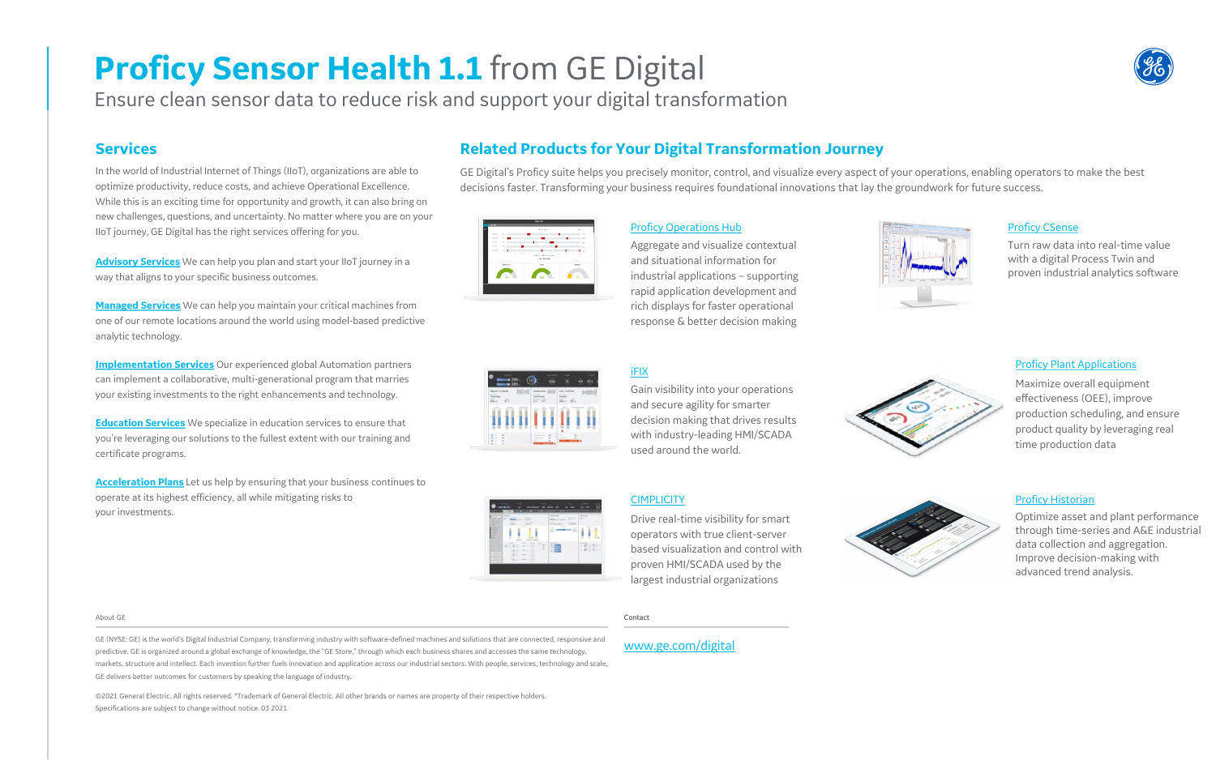# **Proficy Sensor Health 1.1** from GE Digital

Ensure clean sensor data to reduce risk and support your digital transformation

## Services

In the world of Industrial Internet of Things (IIoT), organizations are able to optimize productivity, reduce costs, and achieve Operational Excellence. While this is an exciting time for opportunity and growth, it can also bring on new challenges, questions, and uncertainty. No matter where you are on your IIoT journey, GE Digital has the right services offering for you.

**Advisory Services** We can help you plan and start your IIoT journey in a way that aligns to your specific business outcomes.

**Managed Services** We can help you maintain your critical machines from one of our remote locations around the world using model-based predictive analytic technology.

**Implementation Services** Our experienced global Automation partners can implement a collaborative, multi-generational program that marries your existing investments to the right enhancements and technology.

**Education Services** We specialize in education services to ensure that you're leveraging our solutions to the fullest extent with our training and certificate programs.

**Acceleration Plans** Let us help by ensuring that your business continues to operate at its highest efficiency, all while mitigating risks to your investments.

## Related Products for Your Digital Transformation Journey

GE Digital's Proficy suite helps you precisely monitor, control, and visualize every aspect of your operations, enabling operators to make the best decisions faster. Transforming your business requires foundational innovations that lay the groundwork for future success.

**Proficy Operations Hub**

Aggregate and visualize contextual and situational information for industrial applications – supporting rapid application development and rich displays for faster operational response & better decision making

**Proficy CSense**

Turn raw data into real-time value with a digital Process Twin and proven industrial analytics software

**iFIX**

Gain visibility into your operations and secure agility for smarter decision making that drives results with industry-leading HMI/SCADA used around the world.

**Proficy Plant Applications**

Maximize overall equipment effectiveness (OEE), improve production scheduling, and ensure product quality by leveraging real time production data

**CIMPLICITY**

Drive real-time visibility for smart operators with true client-server based visualization and control with proven HMI/SCADA used by the largest industrial organizations

**Proficy Historian**

Optimize asset and plant performance through time-series and A&E industrial data collection and aggregation. Improve decision-making with advanced trend analysis.

About GE

GE (NYSE: GE) is the world's Digital Industrial Company, transforming industry with software-defined machines and solutions that are connected, responsive and predictive. GE is organized around a global exchange of knowledge, the "GE Store," through which each business shares and accesses the same technology, markets, structure and intellect. Each invention further fuels innovation and application across our industrial sectors. With people, services, technology and scale, GE delivers better outcomes for customers by speaking the language of industry.

©2021 General Electric. All rights reserved. *Trademark of General Electric. All other brands or names are property of their respective holders. Specifications are subject to change without notice. 03 2021

Contact

www.ge.com/digital